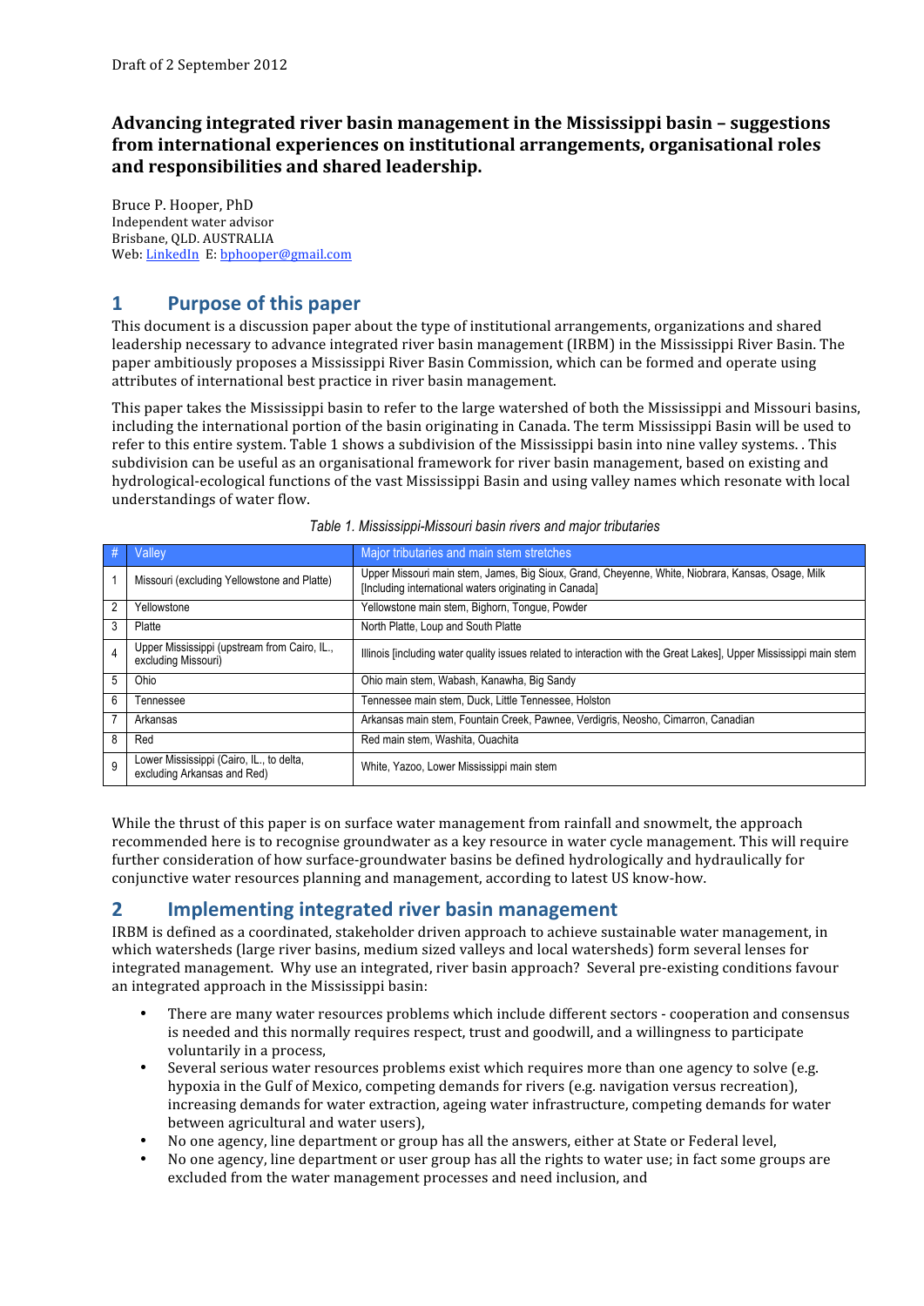Draft of 2 September 2012

# Advancing integrated river basin management in the Mississippi basin – suggestions from international experiences on institutional arrangements, organisational roles and responsibilities and shared leadership.

Bruce P. Hooper, PhD
Independent water advisor
Brisbane, QLD. AUSTRALIA
Web: LinkedIn E: bphooper@gmail.com

## 1 Purpose of this paper

This document is a discussion paper about the type of institutional arrangements, organizations and shared leadership necessary to advance integrated river basin management (IRBM) in the Mississippi River Basin. The paper ambitiously proposes a Mississippi River Basin Commission, which can be formed and operate using attributes of international best practice in river basin management.

This paper takes the Mississippi basin to refer to the large watershed of both the Mississippi and Missouri basins, including the international portion of the basin originating in Canada. The term Mississippi Basin will be used to refer to this entire system. Table 1 shows a subdivision of the Mississippi basin into nine valley systems. . This subdivision can be useful as an organisational framework for river basin management, based on existing and hydrological-ecological functions of the vast Mississippi Basin and using valley names which resonate with local understandings of water flow.

*Table 1. Mississippi-Missouri basin rivers and major tributaries*

| # | Valley | Major tributaries and main stem stretches |
|---|---|---|
| 1 | Missouri (excluding Yellowstone and Platte) | Upper Missouri main stem, James, Big Sioux, Grand, Cheyenne, White, Niobrara, Kansas, Osage, Milk [Including international waters originating in Canada] |
| 2 | Yellowstone | Yellowstone main stem, Bighorn, Tongue, Powder |
| 3 | Platte | North Platte, Loup and South Platte |
| 4 | Upper Mississippi (upstream from Cairo, IL., excluding Missouri) | Illinois [including water quality issues related to interaction with the Great Lakes], Upper Mississippi main stem |
| 5 | Ohio | Ohio main stem, Wabash, Kanawha, Big Sandy |
| 6 | Tennessee | Tennessee main stem, Duck, Little Tennessee, Holston |
| 7 | Arkansas | Arkansas main stem, Fountain Creek, Pawnee, Verdigris, Neosho, Cimarron, Canadian |
| 8 | Red | Red main stem, Washita, Ouachita |
| 9 | Lower Mississippi (Cairo, IL., to delta, excluding Arkansas and Red) | White, Yazoo, Lower Mississippi main stem |

While the thrust of this paper is on surface water management from rainfall and snowmelt, the approach recommended here is to recognise groundwater as a key resource in water cycle management. This will require further consideration of how surface-groundwater basins be defined hydrologically and hydraulically for conjunctive water resources planning and management, according to latest US know-how.

## 2 Implementing integrated river basin management

IRBM is defined as a coordinated, stakeholder driven approach to achieve sustainable water management, in which watersheds (large river basins, medium sized valleys and local watersheds) form several lenses for integrated management. Why use an integrated, river basin approach? Several pre-existing conditions favour an integrated approach in the Mississippi basin:

- There are many water resources problems which include different sectors - cooperation and consensus is needed and this normally requires respect, trust and goodwill, and a willingness to participate voluntarily in a process,
- Several serious water resources problems exist which requires more than one agency to solve (e.g. hypoxia in the Gulf of Mexico, competing demands for rivers (e.g. navigation versus recreation), increasing demands for water extraction, ageing water infrastructure, competing demands for water between agricultural and water users),
- No one agency, line department or group has all the answers, either at State or Federal level,
- No one agency, line department or user group has all the rights to water use; in fact some groups are excluded from the water management processes and need inclusion, and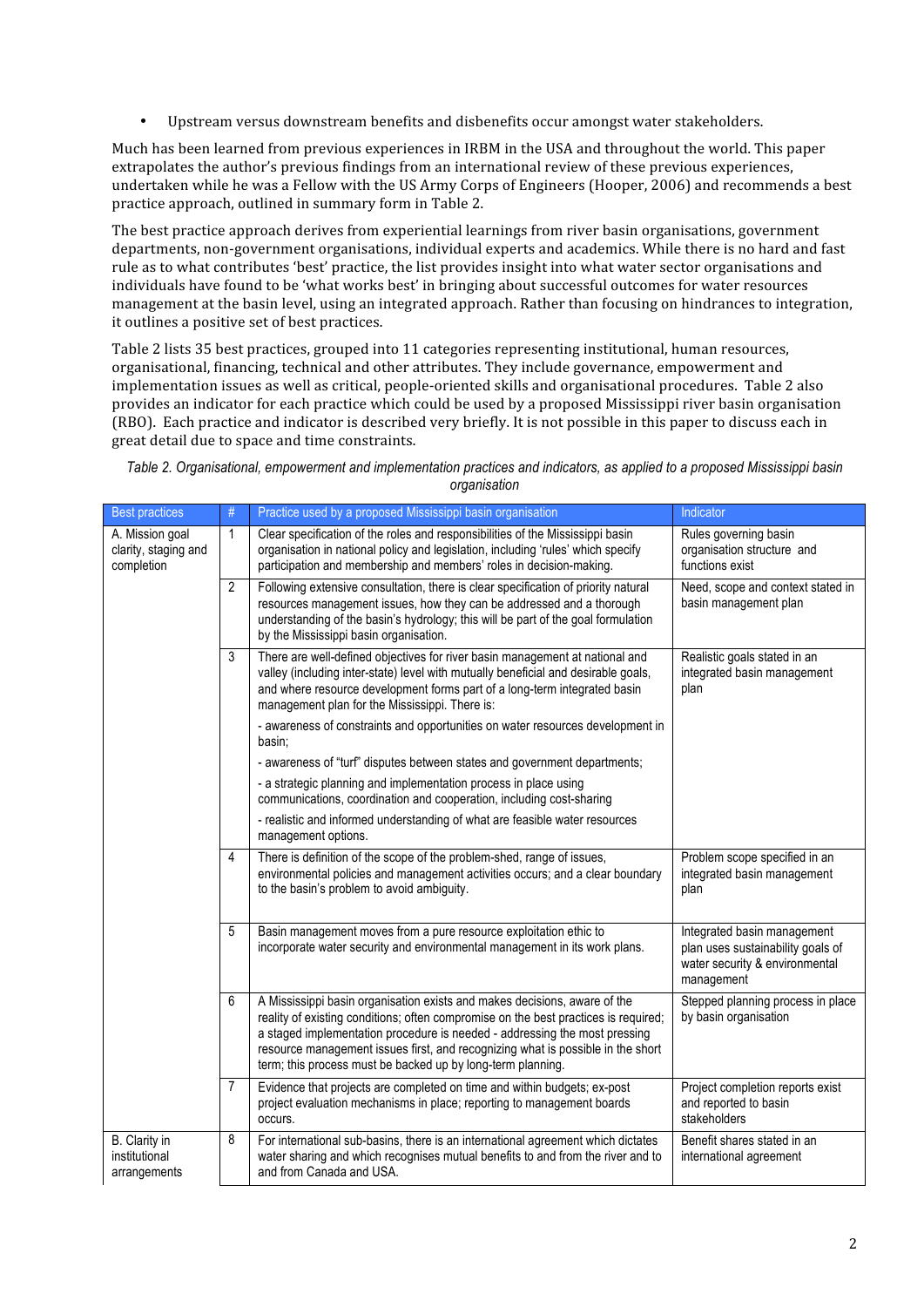- Upstream versus downstream benefits and disbenefits occur amongst water stakeholders.

Much has been learned from previous experiences in IRBM in the USA and throughout the world. This paper extrapolates the author's previous findings from an international review of these previous experiences, undertaken while he was a Fellow with the US Army Corps of Engineers (Hooper, 2006) and recommends a best practice approach, outlined in summary form in Table 2.

The best practice approach derives from experiential learnings from river basin organisations, government departments, non-government organisations, individual experts and academics. While there is no hard and fast rule as to what contributes 'best' practice, the list provides insight into what water sector organisations and individuals have found to be 'what works best' in bringing about successful outcomes for water resources management at the basin level, using an integrated approach. Rather than focusing on hindrances to integration, it outlines a positive set of best practices.

Table 2 lists 35 best practices, grouped into 11 categories representing institutional, human resources, organisational, financing, technical and other attributes. They include governance, empowerment and implementation issues as well as critical, people-oriented skills and organisational procedures. Table 2 also provides an indicator for each practice which could be used by a proposed Mississippi river basin organisation (RBO). Each practice and indicator is described very briefly. It is not possible in this paper to discuss each in great detail due to space and time constraints.

*Table 2. Organisational, empowerment and implementation practices and indicators, as applied to a proposed Mississippi basin organisation*

| Best practices | # | Practice used by a proposed Mississippi basin organisation | Indicator |
|---|---|---|---|
| A. Mission goal clarity, staging and completion | 1 | Clear specification of the roles and responsibilities of the Mississippi basin organisation in national policy and legislation, including 'rules' which specify participation and membership and members' roles in decision-making. | Rules governing basin organisation structure and functions exist |
| | 2 | Following extensive consultation, there is clear specification of priority natural resources management issues, how they can be addressed and a thorough understanding of the basin's hydrology; this will be part of the goal formulation by the Mississippi basin organisation. | Need, scope and context stated in basin management plan |
| | 3 | There are well-defined objectives for river basin management at national and valley (including inter-state) level with mutually beneficial and desirable goals, and where resource development forms part of a long-term integrated basin management plan for the Mississippi. There is:<br>- awareness of constraints and opportunities on water resources development in basin;<br>- awareness of "turf" disputes between states and government departments;<br>- a strategic planning and implementation process in place using communications, coordination and cooperation, including cost-sharing<br>- realistic and informed understanding of what are feasible water resources management options. | Realistic goals stated in an integrated basin management plan |
| | 4 | There is definition of the scope of the problem-shed, range of issues, environmental policies and management activities occurs; and a clear boundary to the basin's problem to avoid ambiguity. | Problem scope specified in an integrated basin management plan |
| | 5 | Basin management moves from a pure resource exploitation ethic to incorporate water security and environmental management in its work plans. | Integrated basin management plan uses sustainability goals of water security & environmental management |
| | 6 | A Mississippi basin organisation exists and makes decisions, aware of the reality of existing conditions; often compromise on the best practices is required; a staged implementation procedure is needed - addressing the most pressing resource management issues first, and recognizing what is possible in the short term; this process must be backed up by long-term planning. | Stepped planning process in place by basin organisation |
| | 7 | Evidence that projects are completed on time and within budgets; ex-post project evaluation mechanisms in place; reporting to management boards occurs. | Project completion reports exist and reported to basin stakeholders |
| B. Clarity in institutional arrangements | 8 | For international sub-basins, there is an international agreement which dictates water sharing and which recognises mutual benefits to and from the river and to and from Canada and USA. | Benefit shares stated in an international agreement |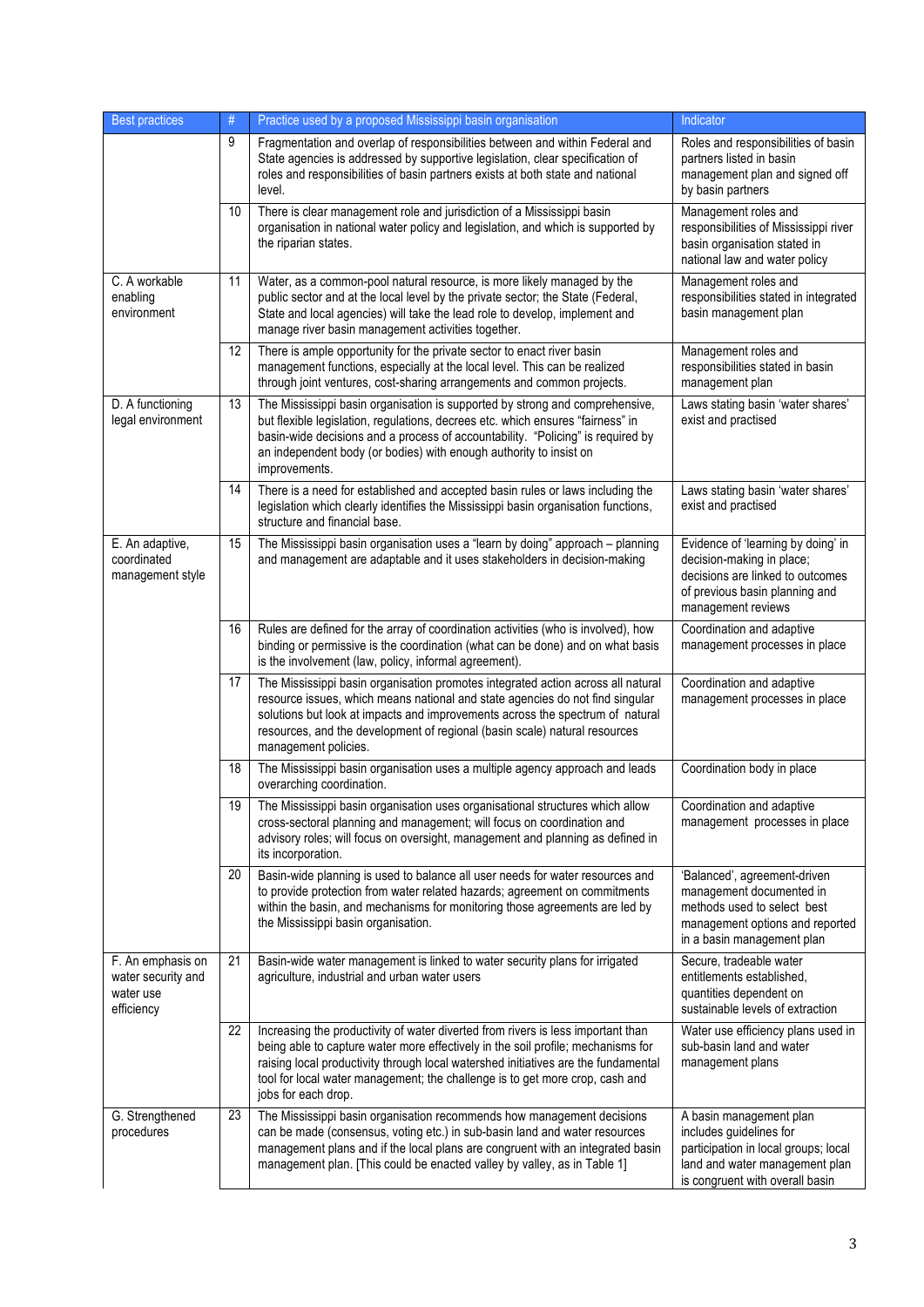| Best practices | # | Practice used by a proposed Mississippi basin organisation | Indicator |
|---|---|---|---|
| | 9 | Fragmentation and overlap of responsibilities between and within Federal and State agencies is addressed by supportive legislation, clear specification of roles and responsibilities of basin partners exists at both state and national level. | Roles and responsibilities of basin partners listed in basin management plan and signed off by basin partners |
| | 10 | There is clear management role and jurisdiction of a Mississippi basin organisation in national water policy and legislation, and which is supported by the riparian states. | Management roles and responsibilities of Mississippi river basin organisation stated in national law and water policy |
| C. A workable enabling environment | 11 | Water, as a common-pool natural resource, is more likely managed by the public sector and at the local level by the private sector; the State (Federal, State and local agencies) will take the lead role to develop, implement and manage river basin management activities together. | Management roles and responsibilities stated in integrated basin management plan |
| | 12 | There is ample opportunity for the private sector to enact river basin management functions, especially at the local level. This can be realized through joint ventures, cost-sharing arrangements and common projects. | Management roles and responsibilities stated in basin management plan |
| D. A functioning legal environment | 13 | The Mississippi basin organisation is supported by strong and comprehensive, but flexible legislation, regulations, decrees etc. which ensures "fairness" in basin-wide decisions and a process of accountability. "Policing" is required by an independent body (or bodies) with enough authority to insist on improvements. | Laws stating basin 'water shares' exist and practised |
| | 14 | There is a need for established and accepted basin rules or laws including the legislation which clearly identifies the Mississippi basin organisation functions, structure and financial base. | Laws stating basin 'water shares' exist and practised |
| E. An adaptive, coordinated management style | 15 | The Mississippi basin organisation uses a "learn by doing" approach – planning and management are adaptable and it uses stakeholders in decision-making | Evidence of 'learning by doing' in decision-making in place; decisions are linked to outcomes of previous basin planning and management reviews |
| | 16 | Rules are defined for the array of coordination activities (who is involved), how binding or permissive is the coordination (what can be done) and on what basis is the involvement (law, policy, informal agreement). | Coordination and adaptive management processes in place |
| | 17 | The Mississippi basin organisation promotes integrated action across all natural resource issues, which means national and state agencies do not find singular solutions but look at impacts and improvements across the spectrum of natural resources, and the development of regional (basin scale) natural resources management policies. | Coordination and adaptive management processes in place |
| | 18 | The Mississippi basin organisation uses a multiple agency approach and leads overarching coordination. | Coordination body in place |
| | 19 | The Mississippi basin organisation uses organisational structures which allow cross-sectoral planning and management; will focus on coordination and advisory roles; will focus on oversight, management and planning as defined in its incorporation. | Coordination and adaptive management processes in place |
| | 20 | Basin-wide planning is used to balance all user needs for water resources and to provide protection from water related hazards; agreement on commitments within the basin, and mechanisms for monitoring those agreements are led by the Mississippi basin organisation. | 'Balanced', agreement-driven management documented in methods used to select best management options and reported in a basin management plan |
| F. An emphasis on water security and water use efficiency | 21 | Basin-wide water management is linked to water security plans for irrigated agriculture, industrial and urban water users | Secure, tradeable water entitlements established, quantities dependent on sustainable levels of extraction |
| | 22 | Increasing the productivity of water diverted from rivers is less important than being able to capture water more effectively in the soil profile; mechanisms for raising local productivity through local watershed initiatives are the fundamental tool for local water management; the challenge is to get more crop, cash and jobs for each drop. | Water use efficiency plans used in sub-basin land and water management plans |
| G. Strengthened procedures | 23 | The Mississippi basin organisation recommends how management decisions can be made (consensus, voting etc.) in sub-basin land and water resources management plans and if the local plans are congruent with an integrated basin management plan. [This could be enacted valley by valley, as in Table 1] | A basin management plan includes guidelines for participation in local groups; local land and water management plan is congruent with overall basin |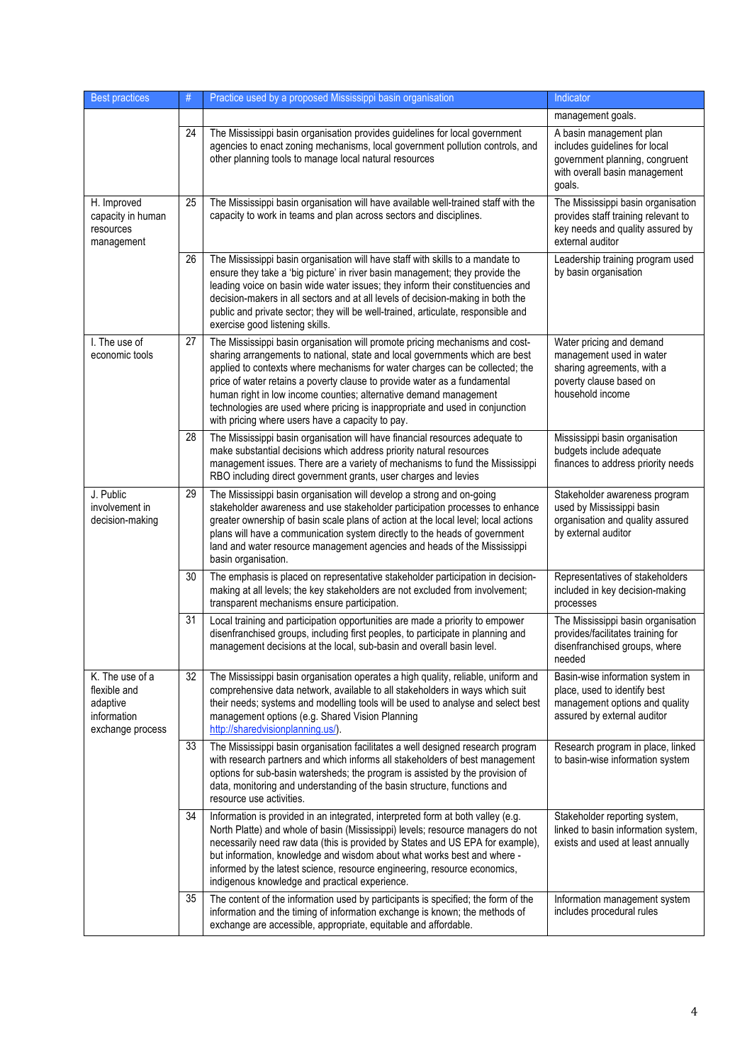| Best practices | # | Practice used by a proposed Mississippi basin organisation | Indicator |
|---|---|---|---|
| | | | management goals. |
| | 24 | The Mississippi basin organisation provides guidelines for local government agencies to enact zoning mechanisms, local government pollution controls, and other planning tools to manage local natural resources | A basin management plan includes guidelines for local government planning, congruent with overall basin management goals. |
| H. Improved capacity in human resources management | 25 | The Mississippi basin organisation will have available well-trained staff with the capacity to work in teams and plan across sectors and disciplines. | The Mississippi basin organisation provides staff training relevant to key needs and quality assured by external auditor |
| | 26 | The Mississippi basin organisation will have staff with skills to a mandate to ensure they take a 'big picture' in river basin management; they provide the leading voice on basin wide water issues; they inform their constituencies and decision-makers in all sectors and at all levels of decision-making in both the public and private sector; they will be well-trained, articulate, responsible and exercise good listening skills. | Leadership training program used by basin organisation |
| I. The use of economic tools | 27 | The Mississippi basin organisation will promote pricing mechanisms and cost-sharing arrangements to national, state and local governments which are best applied to contexts where mechanisms for water charges can be collected; the price of water retains a poverty clause to provide water as a fundamental human right in low income counties; alternative demand management technologies are used where pricing is inappropriate and used in conjunction with pricing where users have a capacity to pay. | Water pricing and demand management used in water sharing agreements, with a poverty clause based on household income |
| | 28 | The Mississippi basin organisation will have financial resources adequate to make substantial decisions which address priority natural resources management issues. There are a variety of mechanisms to fund the Mississippi RBO including direct government grants, user charges and levies | Mississippi basin organisation budgets include adequate finances to address priority needs |
| J. Public involvement in decision-making | 29 | The Mississippi basin organisation will develop a strong and on-going stakeholder awareness and use stakeholder participation processes to enhance greater ownership of basin scale plans of action at the local level; local actions plans will have a communication system directly to the heads of government land and water resource management agencies and heads of the Mississippi basin organisation. | Stakeholder awareness program used by Mississippi basin organisation and quality assured by external auditor |
| | 30 | The emphasis is placed on representative stakeholder participation in decision-making at all levels; the key stakeholders are not excluded from involvement; transparent mechanisms ensure participation. | Representatives of stakeholders included in key decision-making processes |
| | 31 | Local training and participation opportunities are made a priority to empower disenfranchised groups, including first peoples, to participate in planning and management decisions at the local, sub-basin and overall basin level. | The Mississippi basin organisation provides/facilitates training for disenfranchised groups, where needed |
| K. The use of a flexible and adaptive information exchange process | 32 | The Mississippi basin organisation operates a high quality, reliable, uniform and comprehensive data network, available to all stakeholders in ways which suit their needs; systems and modelling tools will be used to analyse and select best management options (e.g. Shared Vision Planning http://sharedvisionplanning.us/). | Basin-wise information system in place, used to identify best management options and quality assured by external auditor |
| | 33 | The Mississippi basin organisation facilitates a well designed research program with research partners and which informs all stakeholders of best management options for sub-basin watersheds; the program is assisted by the provision of data, monitoring and understanding of the basin structure, functions and resource use activities. | Research program in place, linked to basin-wise information system |
| | 34 | Information is provided in an integrated, interpreted form at both valley (e.g. North Platte) and whole of basin (Mississippi) levels; resource managers do not necessarily need raw data (this is provided by States and US EPA for example), but information, knowledge and wisdom about what works best and where - informed by the latest science, resource engineering, resource economics, indigenous knowledge and practical experience. | Stakeholder reporting system, linked to basin information system, exists and used at least annually |
| | 35 | The content of the information used by participants is specified; the form of the information and the timing of information exchange is known; the methods of exchange are accessible, appropriate, equitable and affordable. | Information management system includes procedural rules |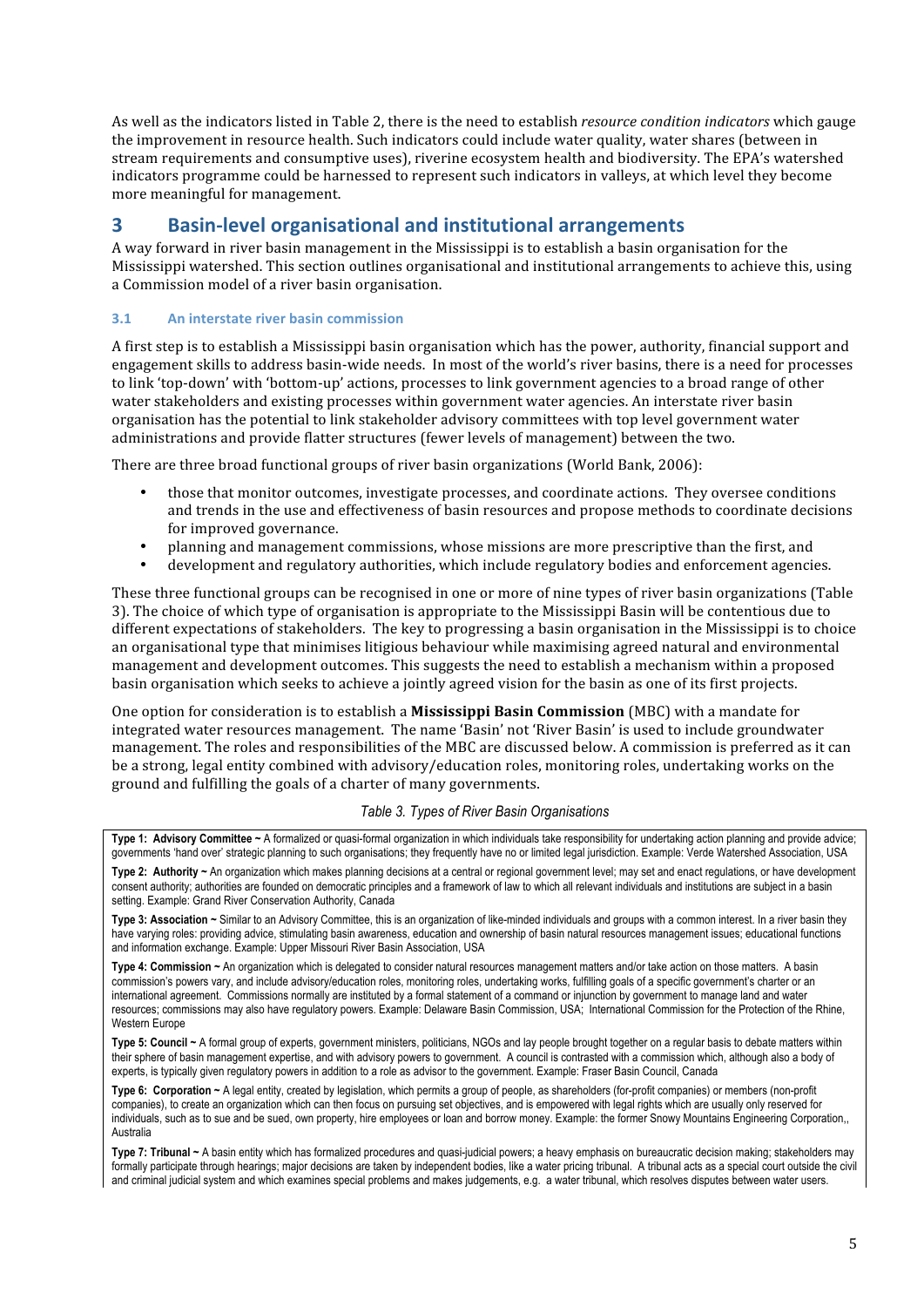As well as the indicators listed in Table 2, there is the need to establish *resource condition indicators* which gauge the improvement in resource health. Such indicators could include water quality, water shares (between in stream requirements and consumptive uses), riverine ecosystem health and biodiversity. The EPA's watershed indicators programme could be harnessed to represent such indicators in valleys, at which level they become more meaningful for management.

# 3 Basin-level organisational and institutional arrangements

A way forward in river basin management in the Mississippi is to establish a basin organisation for the Mississippi watershed. This section outlines organisational and institutional arrangements to achieve this, using a Commission model of a river basin organisation.

### 3.1 An interstate river basin commission

A first step is to establish a Mississippi basin organisation which has the power, authority, financial support and engagement skills to address basin-wide needs. In most of the world's river basins, there is a need for processes to link 'top-down' with 'bottom-up' actions, processes to link government agencies to a broad range of other water stakeholders and existing processes within government water agencies. An interstate river basin organisation has the potential to link stakeholder advisory committees with top level government water administrations and provide flatter structures (fewer levels of management) between the two.

There are three broad functional groups of river basin organizations (World Bank, 2006):

- those that monitor outcomes, investigate processes, and coordinate actions. They oversee conditions and trends in the use and effectiveness of basin resources and propose methods to coordinate decisions for improved governance.
- planning and management commissions, whose missions are more prescriptive than the first, and
- development and regulatory authorities, which include regulatory bodies and enforcement agencies.

These three functional groups can be recognised in one or more of nine types of river basin organizations (Table 3). The choice of which type of organisation is appropriate to the Mississippi Basin will be contentious due to different expectations of stakeholders. The key to progressing a basin organisation in the Mississippi is to choice an organisational type that minimises litigious behaviour while maximising agreed natural and environmental management and development outcomes. This suggests the need to establish a mechanism within a proposed basin organisation which seeks to achieve a jointly agreed vision for the basin as one of its first projects.

One option for consideration is to establish a **Mississippi Basin Commission** (MBC) with a mandate for integrated water resources management. The name 'Basin' not 'River Basin' is used to include groundwater management. The roles and responsibilities of the MBC are discussed below. A commission is preferred as it can be a strong, legal entity combined with advisory/education roles, monitoring roles, undertaking works on the ground and fulfilling the goals of a charter of many governments.

*Table 3. Types of River Basin Organisations*

| |
|---|
| **Type 1: Advisory Committee ~** A formalized or quasi-formal organization in which individuals take responsibility for undertaking action planning and provide advice; governments 'hand over' strategic planning to such organisations; they frequently have no or limited legal jurisdiction. Example: Verde Watershed Association, USA |
| **Type 2: Authority ~** An organization which makes planning decisions at a central or regional government level; may set and enact regulations, or have development consent authority; authorities are founded on democratic principles and a framework of law to which all relevant individuals and institutions are subject in a basin setting. Example: Grand River Conservation Authority, Canada |
| **Type 3: Association ~** Similar to an Advisory Committee, this is an organization of like-minded individuals and groups with a common interest. In a river basin they have varying roles: providing advice, stimulating basin awareness, education and ownership of basin natural resources management issues; educational functions and information exchange. Example: Upper Missouri River Basin Association, USA |
| **Type 4: Commission ~** An organization which is delegated to consider natural resources management matters and/or take action on those matters. A basin commission's powers vary, and include advisory/education roles, monitoring roles, undertaking works, fulfilling goals of a specific government's charter or an international agreement. Commissions normally are instituted by a formal statement of a command or injunction by government to manage land and water resources; commissions may also have regulatory powers. Example: Delaware Basin Commission, USA; International Commission for the Protection of the Rhine, Western Europe |
| **Type 5: Council ~** A formal group of experts, government ministers, politicians, NGOs and lay people brought together on a regular basis to debate matters within their sphere of basin management expertise, and with advisory powers to government. A council is contrasted with a commission which, although also a body of experts, is typically given regulatory powers in addition to a role as advisor to the government. Example: Fraser Basin Council, Canada |
| **Type 6: Corporation ~** A legal entity, created by legislation, which permits a group of people, as shareholders (for-profit companies) or members (non-profit companies), to create an organization which can then focus on pursuing set objectives, and is empowered with legal rights which are usually only reserved for individuals, such as to sue and be sued, own property, hire employees or loan and borrow money. Example: the former Snowy Mountains Engineering Corporation,, Australia |
| **Type 7: Tribunal ~** A basin entity which has formalized procedures and quasi-judicial powers; a heavy emphasis on bureaucratic decision making; stakeholders may formally participate through hearings; major decisions are taken by independent bodies, like a water pricing tribunal. A tribunal acts as a special court outside the civil and criminal judicial system and which examines special problems and makes judgements, e.g. a water tribunal, which resolves disputes between water users. |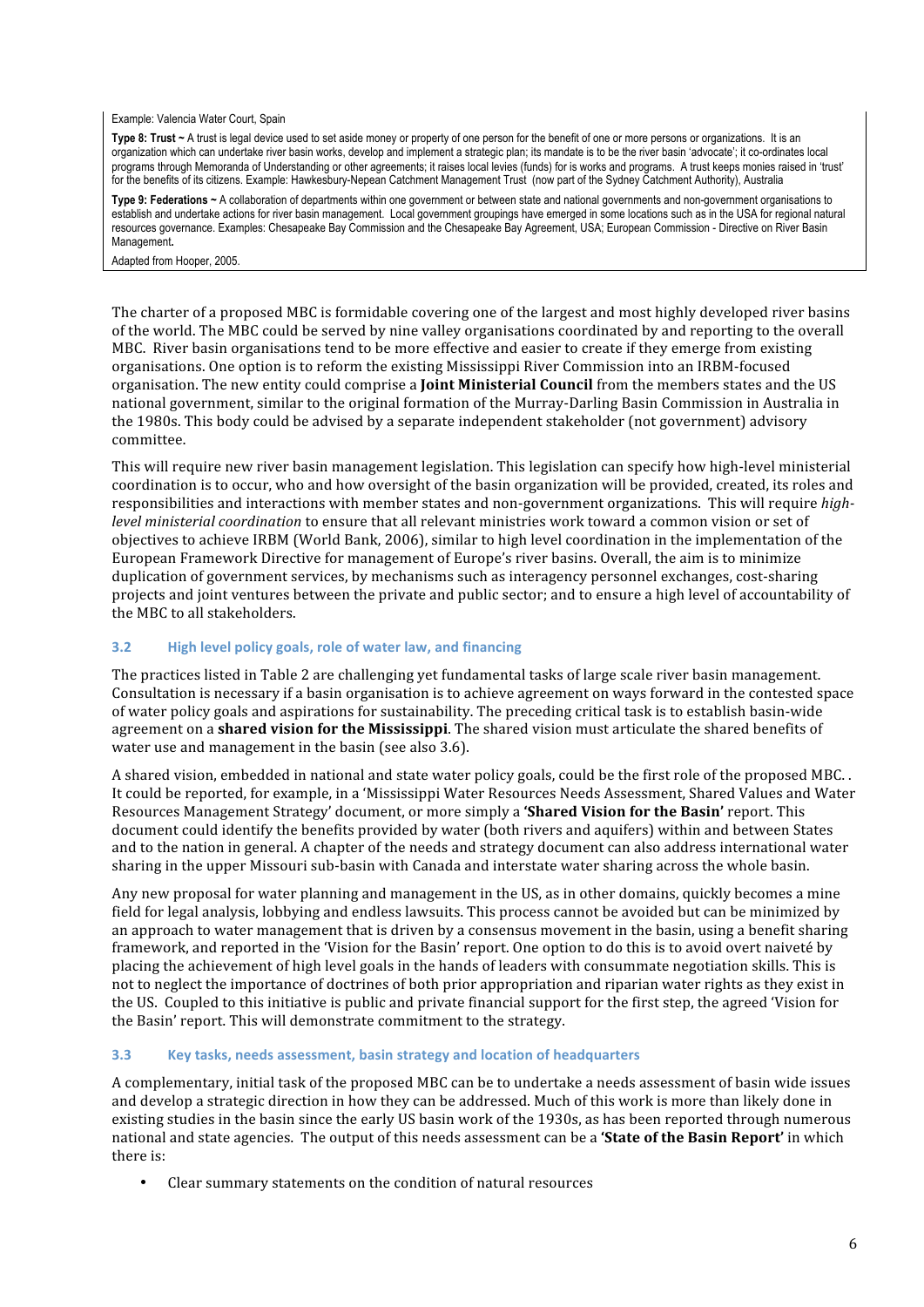Example: Valencia Water Court, Spain

**Type 8: Trust ~** A trust is legal device used to set aside money or property of one person for the benefit of one or more persons or organizations. It is an organization which can undertake river basin works, develop and implement a strategic plan; its mandate is to be the river basin 'advocate'; it co-ordinates local programs through Memoranda of Understanding or other agreements; it raises local levies (funds) for is works and programs. A trust keeps monies raised in 'trust' for the benefits of its citizens. Example: Hawkesbury-Nepean Catchment Management Trust (now part of the Sydney Catchment Authority), Australia

**Type 9: Federations ~** A collaboration of departments within one government or between state and national governments and non-government organisations to establish and undertake actions for river basin management. Local government groupings have emerged in some locations such as in the USA for regional natural resources governance. Examples: Chesapeake Bay Commission and the Chesapeake Bay Agreement, USA; European Commission - Directive on River Basin Management**.**

Adapted from Hooper, 2005.

The charter of a proposed MBC is formidable covering one of the largest and most highly developed river basins of the world. The MBC could be served by nine valley organisations coordinated by and reporting to the overall MBC. River basin organisations tend to be more effective and easier to create if they emerge from existing organisations. One option is to reform the existing Mississippi River Commission into an IRBM-focused organisation. The new entity could comprise a **Joint Ministerial Council** from the members states and the US national government, similar to the original formation of the Murray-Darling Basin Commission in Australia in the 1980s. This body could be advised by a separate independent stakeholder (not government) advisory committee.

This will require new river basin management legislation. This legislation can specify how high-level ministerial coordination is to occur, who and how oversight of the basin organization will be provided, created, its roles and responsibilities and interactions with member states and non-government organizations. This will require *high-level ministerial coordination* to ensure that all relevant ministries work toward a common vision or set of objectives to achieve IRBM (World Bank, 2006), similar to high level coordination in the implementation of the European Framework Directive for management of Europe's river basins. Overall, the aim is to minimize duplication of government services, by mechanisms such as interagency personnel exchanges, cost-sharing projects and joint ventures between the private and public sector; and to ensure a high level of accountability of the MBC to all stakeholders.

### 3.2 High level policy goals, role of water law, and financing

The practices listed in Table 2 are challenging yet fundamental tasks of large scale river basin management. Consultation is necessary if a basin organisation is to achieve agreement on ways forward in the contested space of water policy goals and aspirations for sustainability. The preceding critical task is to establish basin-wide agreement on a **shared vision for the Mississippi**. The shared vision must articulate the shared benefits of water use and management in the basin (see also 3.6).

A shared vision, embedded in national and state water policy goals, could be the first role of the proposed MBC. . It could be reported, for example, in a 'Mississippi Water Resources Needs Assessment, Shared Values and Water Resources Management Strategy' document, or more simply a **'Shared Vision for the Basin'** report. This document could identify the benefits provided by water (both rivers and aquifers) within and between States and to the nation in general. A chapter of the needs and strategy document can also address international water sharing in the upper Missouri sub-basin with Canada and interstate water sharing across the whole basin.

Any new proposal for water planning and management in the US, as in other domains, quickly becomes a mine field for legal analysis, lobbying and endless lawsuits. This process cannot be avoided but can be minimized by an approach to water management that is driven by a consensus movement in the basin, using a benefit sharing framework, and reported in the 'Vision for the Basin' report. One option to do this is to avoid overt naiveté by placing the achievement of high level goals in the hands of leaders with consummate negotiation skills. This is not to neglect the importance of doctrines of both prior appropriation and riparian water rights as they exist in the US. Coupled to this initiative is public and private financial support for the first step, the agreed 'Vision for the Basin' report. This will demonstrate commitment to the strategy.

### 3.3 Key tasks, needs assessment, basin strategy and location of headquarters

A complementary, initial task of the proposed MBC can be to undertake a needs assessment of basin wide issues and develop a strategic direction in how they can be addressed. Much of this work is more than likely done in existing studies in the basin since the early US basin work of the 1930s, as has been reported through numerous national and state agencies. The output of this needs assessment can be a **'State of the Basin Report'** in which there is:

- Clear summary statements on the condition of natural resources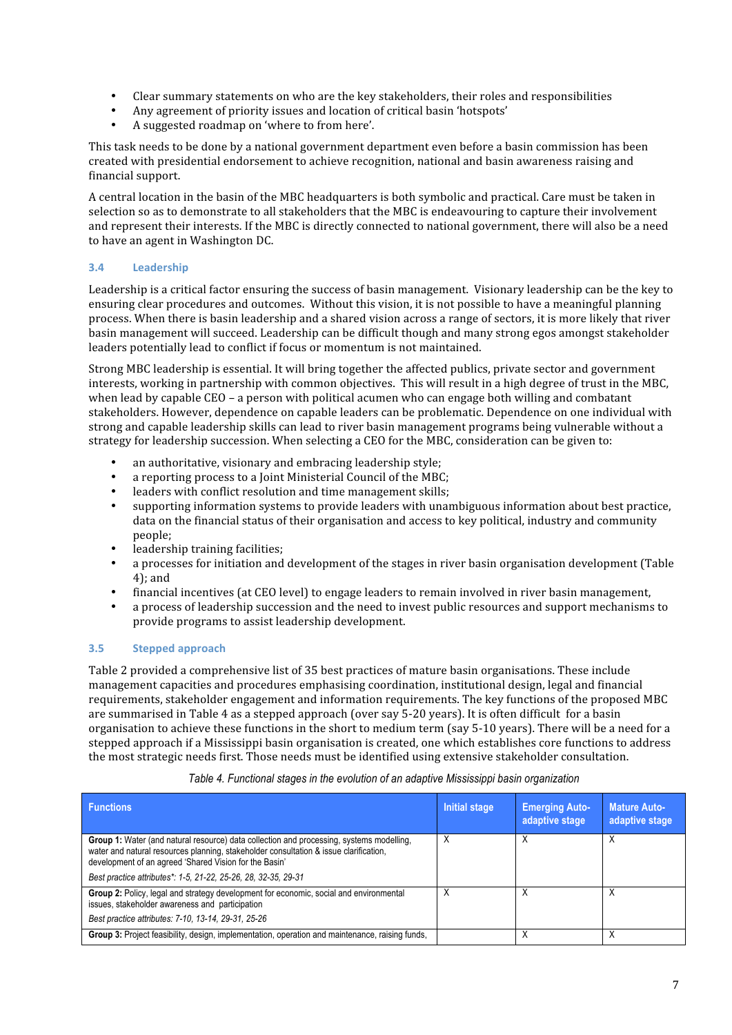- Clear summary statements on who are the key stakeholders, their roles and responsibilities
- Any agreement of priority issues and location of critical basin 'hotspots'
- A suggested roadmap on 'where to from here'.

This task needs to be done by a national government department even before a basin commission has been created with presidential endorsement to achieve recognition, national and basin awareness raising and financial support.

A central location in the basin of the MBC headquarters is both symbolic and practical. Care must be taken in selection so as to demonstrate to all stakeholders that the MBC is endeavouring to capture their involvement and represent their interests. If the MBC is directly connected to national government, there will also be a need to have an agent in Washington DC.

### 3.4 Leadership

Leadership is a critical factor ensuring the success of basin management. Visionary leadership can be the key to ensuring clear procedures and outcomes. Without this vision, it is not possible to have a meaningful planning process. When there is basin leadership and a shared vision across a range of sectors, it is more likely that river basin management will succeed. Leadership can be difficult though and many strong egos amongst stakeholder leaders potentially lead to conflict if focus or momentum is not maintained.

Strong MBC leadership is essential. It will bring together the affected publics, private sector and government interests, working in partnership with common objectives. This will result in a high degree of trust in the MBC, when lead by capable CEO – a person with political acumen who can engage both willing and combatant stakeholders. However, dependence on capable leaders can be problematic. Dependence on one individual with strong and capable leadership skills can lead to river basin management programs being vulnerable without a strategy for leadership succession. When selecting a CEO for the MBC, consideration can be given to:

- an authoritative, visionary and embracing leadership style;
- a reporting process to a Joint Ministerial Council of the MBC;
- leaders with conflict resolution and time management skills;
- supporting information systems to provide leaders with unambiguous information about best practice, data on the financial status of their organisation and access to key political, industry and community people;
- leadership training facilities;
- a processes for initiation and development of the stages in river basin organisation development (Table 4); and
- financial incentives (at CEO level) to engage leaders to remain involved in river basin management,
- a process of leadership succession and the need to invest public resources and support mechanisms to provide programs to assist leadership development.

### 3.5 Stepped approach

Table 2 provided a comprehensive list of 35 best practices of mature basin organisations. These include management capacities and procedures emphasising coordination, institutional design, legal and financial requirements, stakeholder engagement and information requirements. The key functions of the proposed MBC are summarised in Table 4 as a stepped approach (over say 5-20 years). It is often difficult for a basin organisation to achieve these functions in the short to medium term (say 5-10 years). There will be a need for a stepped approach if a Mississippi basin organisation is created, one which establishes core functions to address the most strategic needs first. Those needs must be identified using extensive stakeholder consultation.

*Table 4. Functional stages in the evolution of an adaptive Mississippi basin organization*

| Functions | Initial stage | Emerging Auto-adaptive stage | Mature Auto-adaptive stage |
|---|---|---|---|
| **Group 1:** Water (and natural resource) data collection and processing, systems modelling, water and natural resources planning, stakeholder consultation & issue clarification, development of an agreed 'Shared Vision for the Basin'<br>*Best practice attributes\*: 1-5, 21-22, 25-26, 28, 32-35, 29-31* | X | X | X |
| **Group 2:** Policy, legal and strategy development for economic, social and environmental issues, stakeholder awareness and participation<br>*Best practice attributes: 7-10, 13-14, 29-31, 25-26* | X | X | X |
| **Group 3:** Project feasibility, design, implementation, operation and maintenance, raising funds, | | X | X |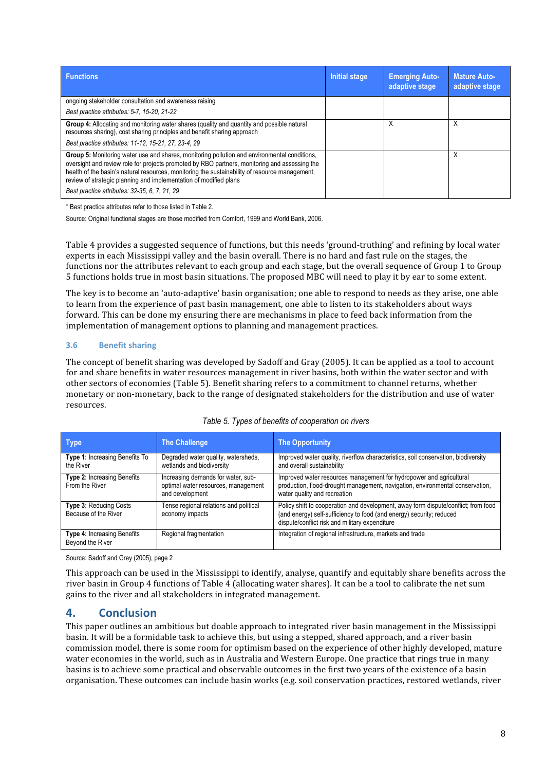| Functions | Initial stage | Emerging Auto-adaptive stage | Mature Auto-adaptive stage |
|---|---|---|---|
| ongoing stakeholder consultation and awareness raising<br>*Best practice attributes: 5-7, 15-20, 21-22* | | | |
| **Group 4:** Allocating and monitoring water shares (quality and quantity and possible natural resources sharing), cost sharing principles and benefit sharing approach<br>*Best practice attributes: 11-12, 15-21, 27, 23-4, 29* | | X | X |
| **Group 5:** Monitoring water use and shares, monitoring pollution and environmental conditions, oversight and review role for projects promoted by RBO partners, monitoring and assessing the health of the basin's natural resources, monitoring the sustainability of resource management, review of strategic planning and implementation of modified plans<br>*Best practice attributes: 32-35, 6, 7, 21, 29* | | | X |

\* Best practice attributes refer to those listed in Table 2.

Source: Original functional stages are those modified from Comfort, 1999 and World Bank, 2006.

Table 4 provides a suggested sequence of functions, but this needs 'ground-truthing' and refining by local water experts in each Mississippi valley and the basin overall. There is no hard and fast rule on the stages, the functions nor the attributes relevant to each group and each stage, but the overall sequence of Group 1 to Group 5 functions holds true in most basin situations. The proposed MBC will need to play it by ear to some extent.

The key is to become an 'auto-adaptive' basin organisation; one able to respond to needs as they arise, one able to learn from the experience of past basin management, one able to listen to its stakeholders about ways forward. This can be done my ensuring there are mechanisms in place to feed back information from the implementation of management options to planning and management practices.

### 3.6 Benefit sharing

The concept of benefit sharing was developed by Sadoff and Gray (2005). It can be applied as a tool to account for and share benefits in water resources management in river basins, both within the water sector and with other sectors of economies (Table 5). Benefit sharing refers to a commitment to channel returns, whether monetary or non-monetary, back to the range of designated stakeholders for the distribution and use of water resources.

*Table 5. Types of benefits of cooperation on rivers*

| Type | The Challenge | The Opportunity |
|---|---|---|
| **Type 1:** Increasing Benefits To the River | Degraded water quality, watersheds, wetlands and biodiversity | Improved water quality, riverflow characteristics, soil conservation, biodiversity and overall sustainability |
| **Type 2:** Increasing Benefits From the River | Increasing demands for water, sub-optimal water resources, management and development | Improved water resources management for hydropower and agricultural production, flood-drought management, navigation, environmental conservation, water quality and recreation |
| **Type 3:** Reducing Costs Because of the River | Tense regional relations and political economy impacts | Policy shift to cooperation and development, away form dispute/conflict; from food (and energy) self-sufficiency to food (and energy) security; reduced dispute/conflict risk and military expenditure |
| **Type 4:** Increasing Benefits Beyond the River | Regional fragmentation | Integration of regional infrastructure, markets and trade |

Source: Sadoff and Grey (2005), page 2

This approach can be used in the Mississippi to identify, analyse, quantify and equitably share benefits across the river basin in Group 4 functions of Table 4 (allocating water shares). It can be a tool to calibrate the net sum gains to the river and all stakeholders in integrated management.

## 4. Conclusion

This paper outlines an ambitious but doable approach to integrated river basin management in the Mississippi basin. It will be a formidable task to achieve this, but using a stepped, shared approach, and a river basin commission model, there is some room for optimism based on the experience of other highly developed, mature water economies in the world, such as in Australia and Western Europe. One practice that rings true in many basins is to achieve some practical and observable outcomes in the first two years of the existence of a basin organisation. These outcomes can include basin works (e.g. soil conservation practices, restored wetlands, river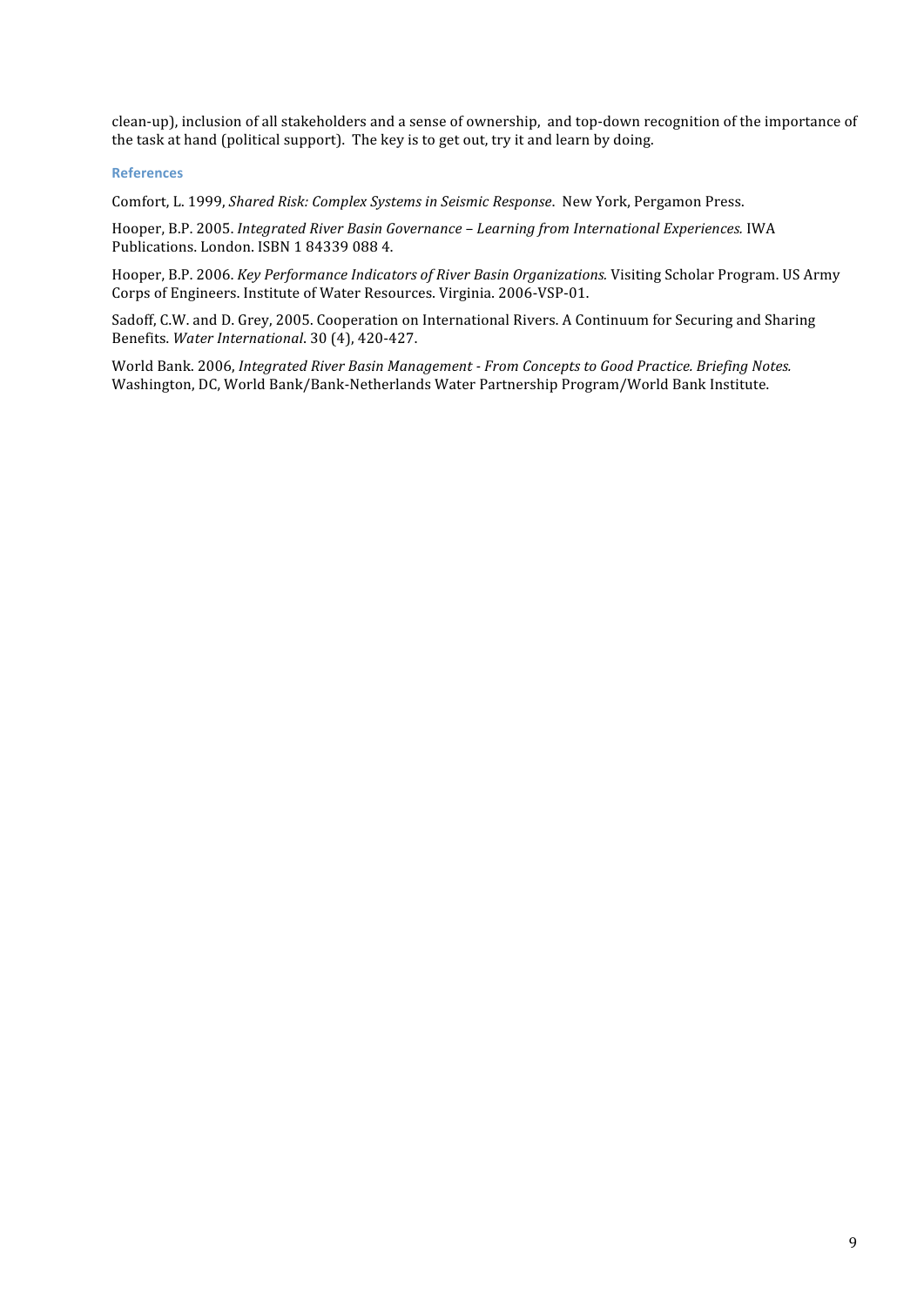clean-up), inclusion of all stakeholders and a sense of ownership, and top-down recognition of the importance of the task at hand (political support). The key is to get out, try it and learn by doing.

## References

Comfort, L. 1999, *Shared Risk: Complex Systems in Seismic Response*. New York, Pergamon Press.

Hooper, B.P. 2005. *Integrated River Basin Governance – Learning from International Experiences.* IWA Publications. London. ISBN 1 84339 088 4.

Hooper, B.P. 2006. *Key Performance Indicators of River Basin Organizations.* Visiting Scholar Program. US Army Corps of Engineers. Institute of Water Resources. Virginia. 2006-VSP-01.

Sadoff, C.W. and D. Grey, 2005. Cooperation on International Rivers. A Continuum for Securing and Sharing Benefits. *Water International*. 30 (4), 420-427.

World Bank. 2006, *Integrated River Basin Management - From Concepts to Good Practice. Briefing Notes.* Washington, DC, World Bank/Bank-Netherlands Water Partnership Program/World Bank Institute.